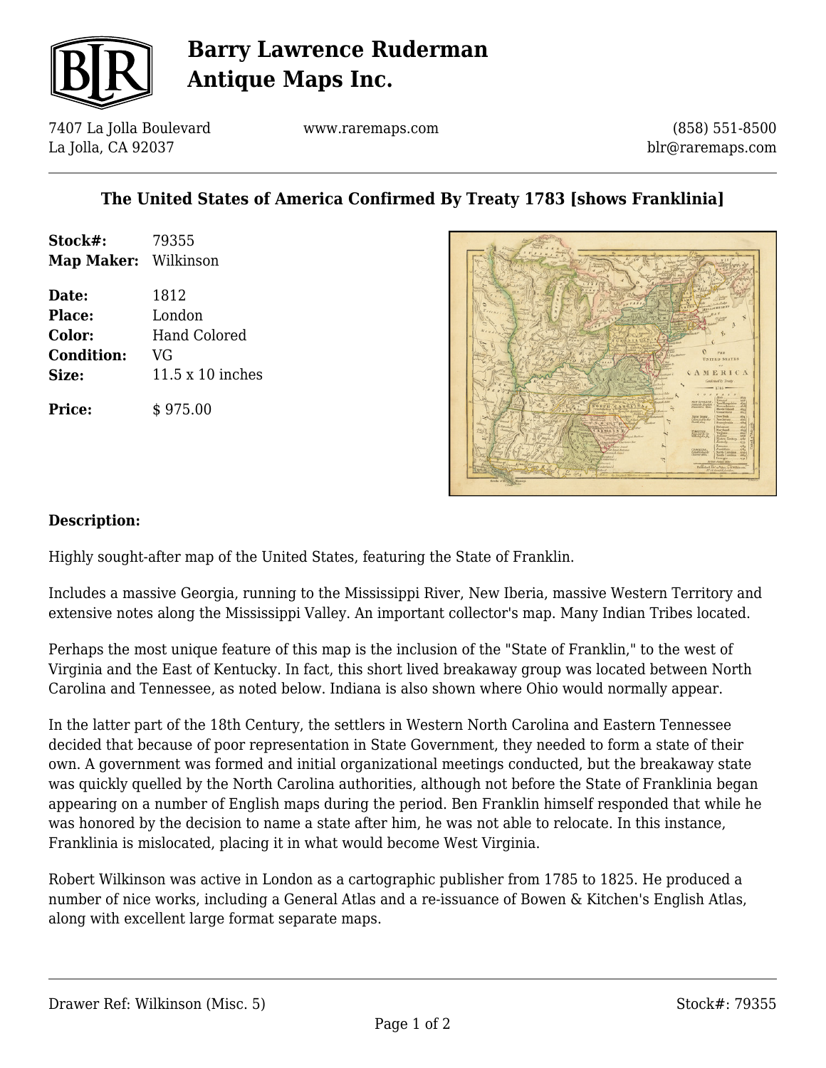# Barry Lawrence Ruderman Antique Maps Inc.

7407 La Jolla Boulevard
La Jolla, CA 92037

www.raremaps.com

(858) 551-8500
blr@raremaps.com

## The United States of America Confirmed By Treaty 1783 [shows Franklinia]

**Stock#:** 79355
**Map Maker:** Wilkinson

**Date:** 1812
**Place:** London
**Color:** Hand Colored
**Condition:** VG
**Size:** 11.5 x 10 inches

**Price:** $ 975.00

### Description:

Highly sought-after map of the United States, featuring the State of Franklin.

Includes a massive Georgia, running to the Mississippi River, New Iberia, massive Western Territory and extensive notes along the Mississippi Valley. An important collector's map. Many Indian Tribes located.

Perhaps the most unique feature of this map is the inclusion of the "State of Franklin," to the west of Virginia and the East of Kentucky. In fact, this short lived breakaway group was located between North Carolina and Tennessee, as noted below. Indiana is also shown where Ohio would normally appear.

In the latter part of the 18th Century, the settlers in Western North Carolina and Eastern Tennessee decided that because of poor representation in State Government, they needed to form a state of their own. A government was formed and initial organizational meetings conducted, but the breakaway state was quickly quelled by the North Carolina authorities, although not before the State of Franklinia began appearing on a number of English maps during the period. Ben Franklin himself responded that while he was honored by the decision to name a state after him, he was not able to relocate. In this instance, Franklinia is mislocated, placing it in what would become West Virginia.

Robert Wilkinson was active in London as a cartographic publisher from 1785 to 1825. He produced a number of nice works, including a General Atlas and a re-issuance of Bowen & Kitchen's English Atlas, along with excellent large format separate maps.

Drawer Ref: Wilkinson (Misc. 5)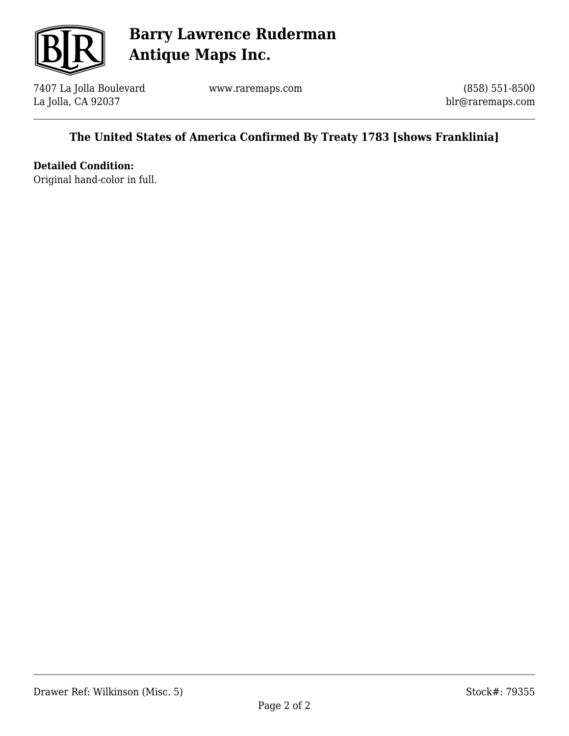## The United States of America Confirmed By Treaty 1783 [shows Franklinia]

**Detailed Condition:**
Original hand-color in full.